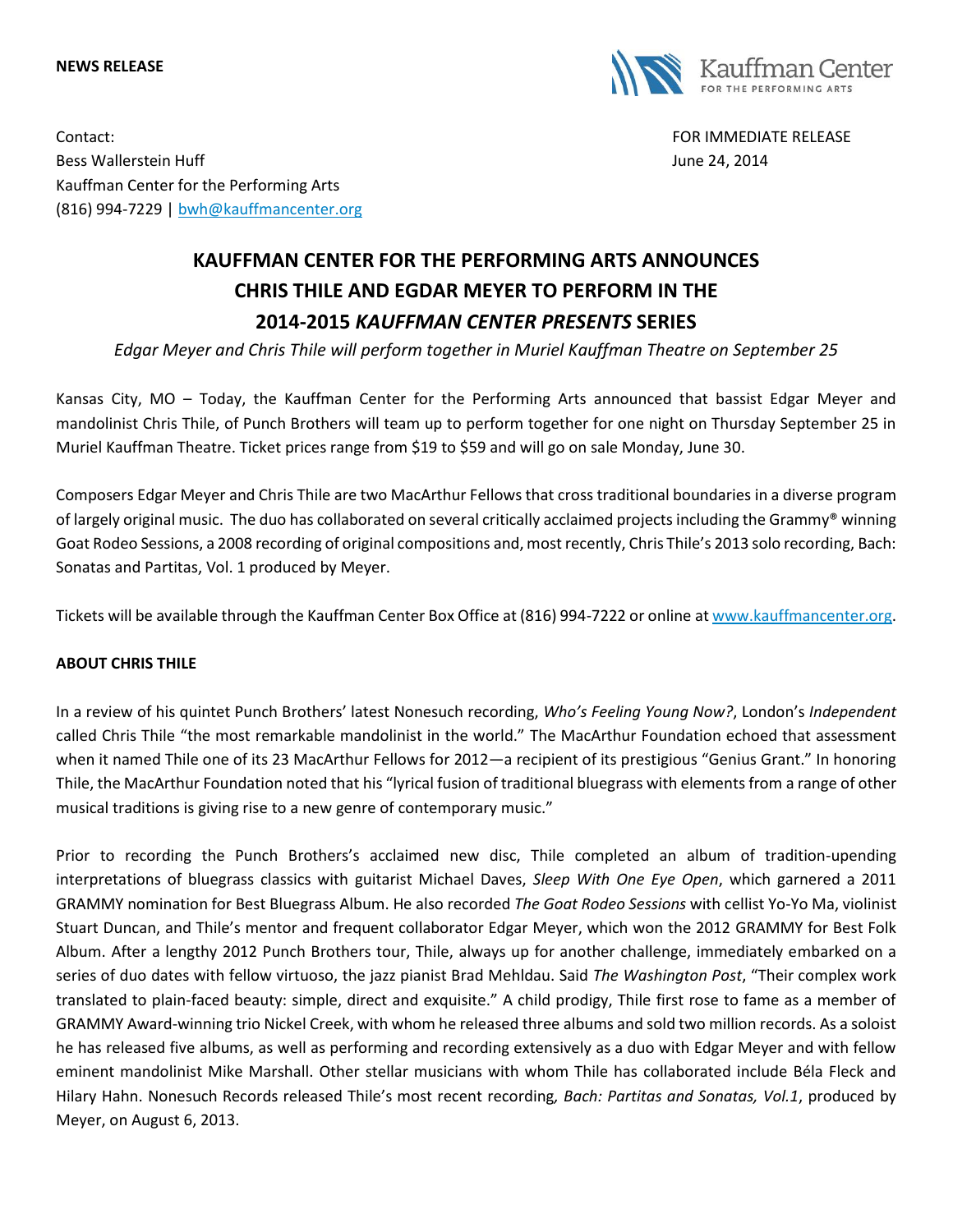**NEWS RELEASE**

Kauffman Center
FOR THE PERFORMING ARTS

Contact:
Bess Wallerstein Huff
Kauffman Center for the Performing Arts
(816) 994-7229 | bwh@kauffmancenter.org

FOR IMMEDIATE RELEASE
June 24, 2014

# KAUFFMAN CENTER FOR THE PERFORMING ARTS ANNOUNCES CHRIS THILE AND EGDAR MEYER TO PERFORM IN THE 2014-2015 *KAUFFMAN CENTER PRESENTS* SERIES

*Edgar Meyer and Chris Thile will perform together in Muriel Kauffman Theatre on September 25*

Kansas City, MO – Today, the Kauffman Center for the Performing Arts announced that bassist Edgar Meyer and mandolinist Chris Thile, of Punch Brothers will team up to perform together for one night on Thursday September 25 in Muriel Kauffman Theatre. Ticket prices range from $19 to $59 and will go on sale Monday, June 30.

Composers Edgar Meyer and Chris Thile are two MacArthur Fellows that cross traditional boundaries in a diverse program of largely original music. The duo has collaborated on several critically acclaimed projects including the Grammy® winning Goat Rodeo Sessions, a 2008 recording of original compositions and, most recently, Chris Thile's 2013 solo recording, Bach: Sonatas and Partitas, Vol. 1 produced by Meyer.

Tickets will be available through the Kauffman Center Box Office at (816) 994-7222 or online at www.kauffmancenter.org.

**ABOUT CHRIS THILE**

In a review of his quintet Punch Brothers' latest Nonesuch recording, *Who's Feeling Young Now?*, London's *Independent* called Chris Thile "the most remarkable mandolinist in the world." The MacArthur Foundation echoed that assessment when it named Thile one of its 23 MacArthur Fellows for 2012—a recipient of its prestigious "Genius Grant." In honoring Thile, the MacArthur Foundation noted that his "lyrical fusion of traditional bluegrass with elements from a range of other musical traditions is giving rise to a new genre of contemporary music."

Prior to recording the Punch Brothers's acclaimed new disc, Thile completed an album of tradition-upending interpretations of bluegrass classics with guitarist Michael Daves, *Sleep With One Eye Open*, which garnered a 2011 GRAMMY nomination for Best Bluegrass Album. He also recorded *The Goat Rodeo Sessions* with cellist Yo-Yo Ma, violinist Stuart Duncan, and Thile's mentor and frequent collaborator Edgar Meyer, which won the 2012 GRAMMY for Best Folk Album. After a lengthy 2012 Punch Brothers tour, Thile, always up for another challenge, immediately embarked on a series of duo dates with fellow virtuoso, the jazz pianist Brad Mehldau. Said *The Washington Post*, "Their complex work translated to plain-faced beauty: simple, direct and exquisite." A child prodigy, Thile first rose to fame as a member of GRAMMY Award-winning trio Nickel Creek, with whom he released three albums and sold two million records. As a soloist he has released five albums, as well as performing and recording extensively as a duo with Edgar Meyer and with fellow eminent mandolinist Mike Marshall. Other stellar musicians with whom Thile has collaborated include Béla Fleck and Hilary Hahn. Nonesuch Records released Thile's most recent recording*, Bach: Partitas and Sonatas, Vol.1*, produced by Meyer, on August 6, 2013.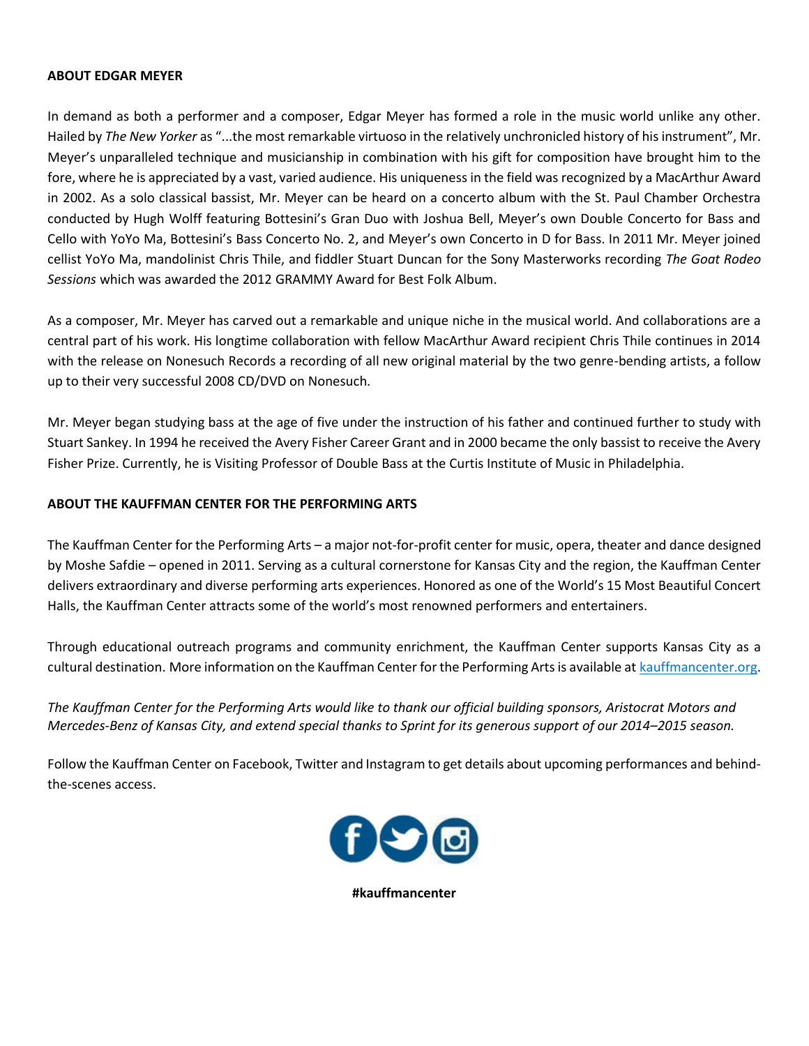**ABOUT EDGAR MEYER**

In demand as both a performer and a composer, Edgar Meyer has formed a role in the music world unlike any other. Hailed by *The New Yorker* as "...the most remarkable virtuoso in the relatively unchronicled history of his instrument", Mr. Meyer's unparalleled technique and musicianship in combination with his gift for composition have brought him to the fore, where he is appreciated by a vast, varied audience. His uniqueness in the field was recognized by a MacArthur Award in 2002. As a solo classical bassist, Mr. Meyer can be heard on a concerto album with the St. Paul Chamber Orchestra conducted by Hugh Wolff featuring Bottesini's Gran Duo with Joshua Bell, Meyer's own Double Concerto for Bass and Cello with YoYo Ma, Bottesini's Bass Concerto No. 2, and Meyer's own Concerto in D for Bass. In 2011 Mr. Meyer joined cellist YoYo Ma, mandolinist Chris Thile, and fiddler Stuart Duncan for the Sony Masterworks recording *The Goat Rodeo Sessions* which was awarded the 2012 GRAMMY Award for Best Folk Album.

As a composer, Mr. Meyer has carved out a remarkable and unique niche in the musical world. And collaborations are a central part of his work. His longtime collaboration with fellow MacArthur Award recipient Chris Thile continues in 2014 with the release on Nonesuch Records a recording of all new original material by the two genre-bending artists, a follow up to their very successful 2008 CD/DVD on Nonesuch.

Mr. Meyer began studying bass at the age of five under the instruction of his father and continued further to study with Stuart Sankey. In 1994 he received the Avery Fisher Career Grant and in 2000 became the only bassist to receive the Avery Fisher Prize. Currently, he is Visiting Professor of Double Bass at the Curtis Institute of Music in Philadelphia.

**ABOUT THE KAUFFMAN CENTER FOR THE PERFORMING ARTS**

The Kauffman Center for the Performing Arts – a major not-for-profit center for music, opera, theater and dance designed by Moshe Safdie – opened in 2011. Serving as a cultural cornerstone for Kansas City and the region, the Kauffman Center delivers extraordinary and diverse performing arts experiences. Honored as one of the World's 15 Most Beautiful Concert Halls, the Kauffman Center attracts some of the world's most renowned performers and entertainers.

Through educational outreach programs and community enrichment, the Kauffman Center supports Kansas City as a cultural destination. More information on the Kauffman Center for the Performing Arts is available at [kauffmancenter.org](kauffmancenter.org).

*The Kauffman Center for the Performing Arts would like to thank our official building sponsors, Aristocrat Motors and Mercedes-Benz of Kansas City, and extend special thanks to Sprint for its generous support of our 2014–2015 season.*

Follow the Kauffman Center on Facebook, Twitter and Instagram to get details about upcoming performances and behind-the-scenes access.

**#kauffmancenter**